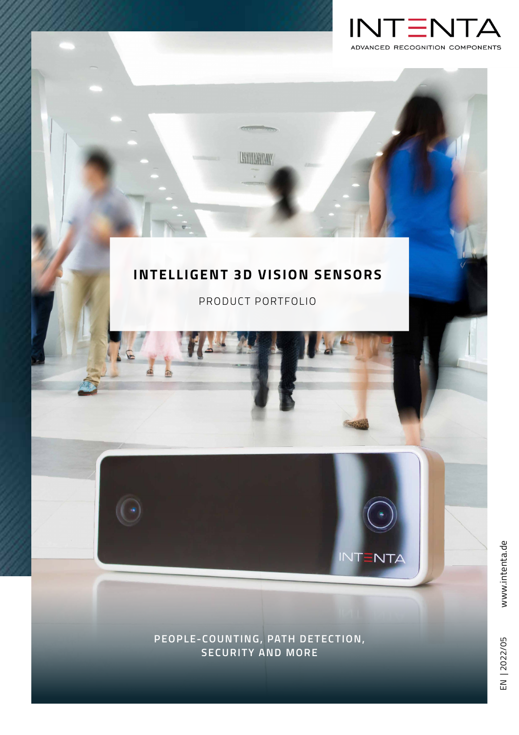INTENTA

ADVANCED RECOGNITION COMPONENTS

# INTELLIGENT 3D VISION SENSORS

PRODUCT PORTFOLIO

PEOPLE-COUNTING, PATH DETECTION, SECURITY AND MORE

www.intenta.de

EN | 2022/05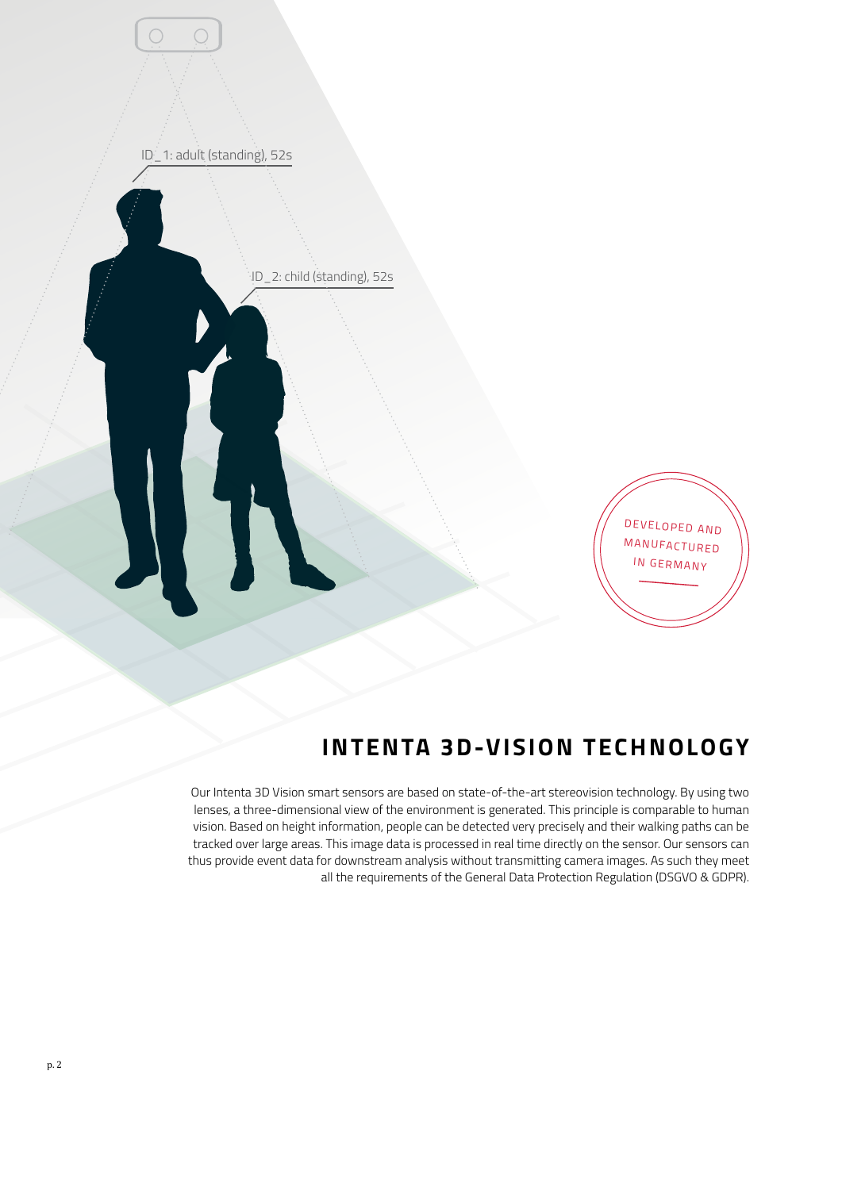# INTENTA 3D-VISION TECHNOLOGY

Our Intenta 3D Vision smart sensors are based on state-of-the-art stereovision technology. By using two lenses, a three-dimensional view of the environment is generated. This principle is comparable to human vision. Based on height information, people can be detected very precisely and their walking paths can be tracked over large areas. This image data is processed in real time directly on the sensor. Our sensors can thus provide event data for downstream analysis without transmitting camera images. As such they meet all the requirements of the General Data Protection Regulation (DSGVO & GDPR).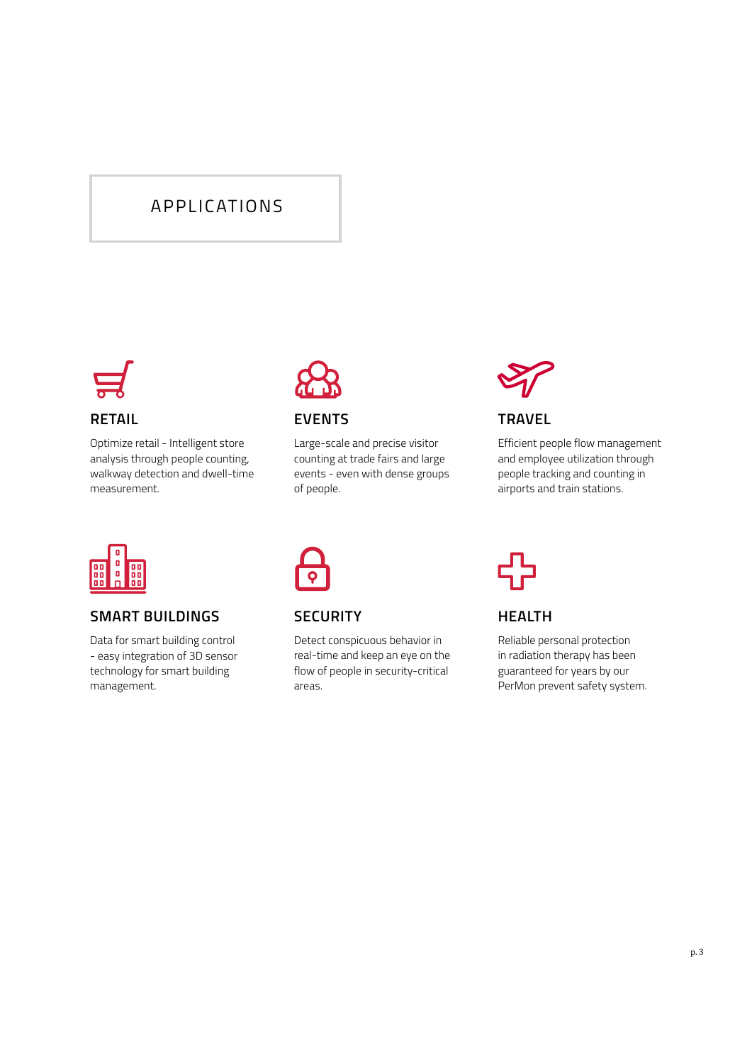# APPLICATIONS

### RETAIL

Optimize retail - Intelligent store analysis through people counting, walkway detection and dwell-time measurement.

### EVENTS

Large-scale and precise visitor counting at trade fairs and large events - even with dense groups of people.

### TRAVEL

Efficient people flow management and employee utilization through people tracking and counting in airports and train stations.

### SMART BUILDINGS

Data for smart building control - easy integration of 3D sensor technology for smart building management.

### SECURITY

Detect conspicuous behavior in real-time and keep an eye on the flow of people in security-critical areas.

### HEALTH

Reliable personal protection in radiation therapy has been guaranteed for years by our PerMon prevent safety system.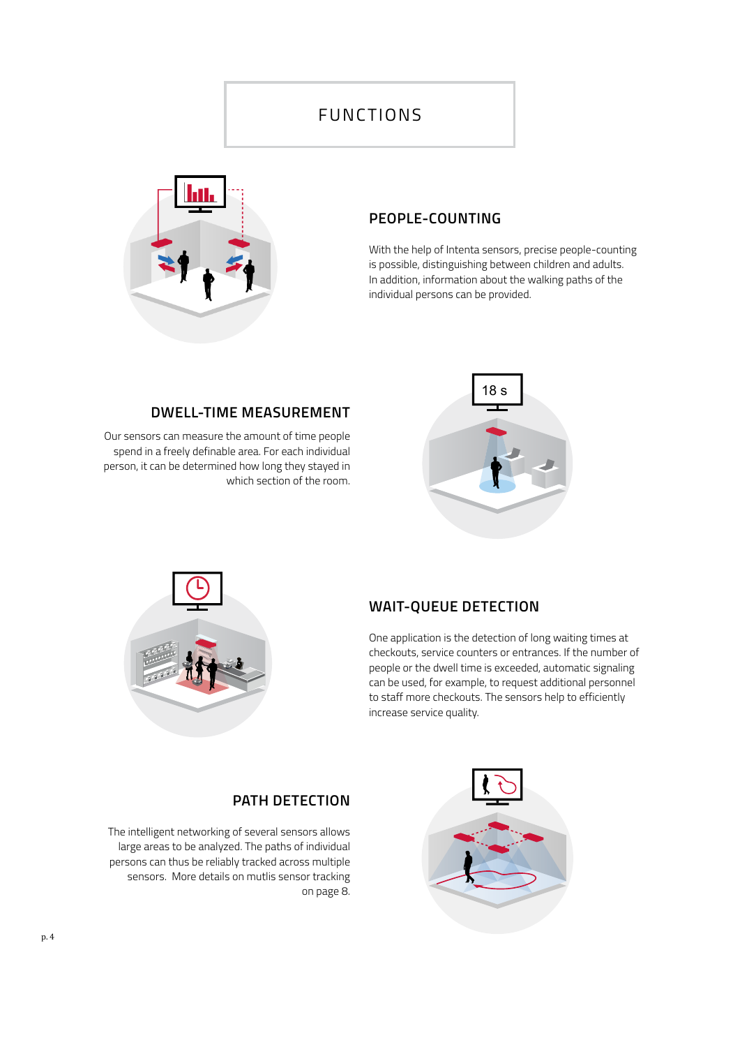# FUNCTIONS

## PEOPLE-COUNTING

With the help of Intenta sensors, precise people-counting is possible, distinguishing between children and adults. In addition, information about the walking paths of the individual persons can be provided.

## DWELL-TIME MEASUREMENT

Our sensors can measure the amount of time people spend in a freely definable area. For each individual person, it can be determined how long they stayed in which section of the room.

## WAIT-QUEUE DETECTION

One application is the detection of long waiting times at checkouts, service counters or entrances. If the number of people or the dwell time is exceeded, automatic signaling can be used, for example, to request additional personnel to staff more checkouts. The sensors help to efficiently increase service quality.

## PATH DETECTION

The intelligent networking of several sensors allows large areas to be analyzed. The paths of individual persons can thus be reliably tracked across multiple sensors. More details on mutlis sensor tracking on page 8.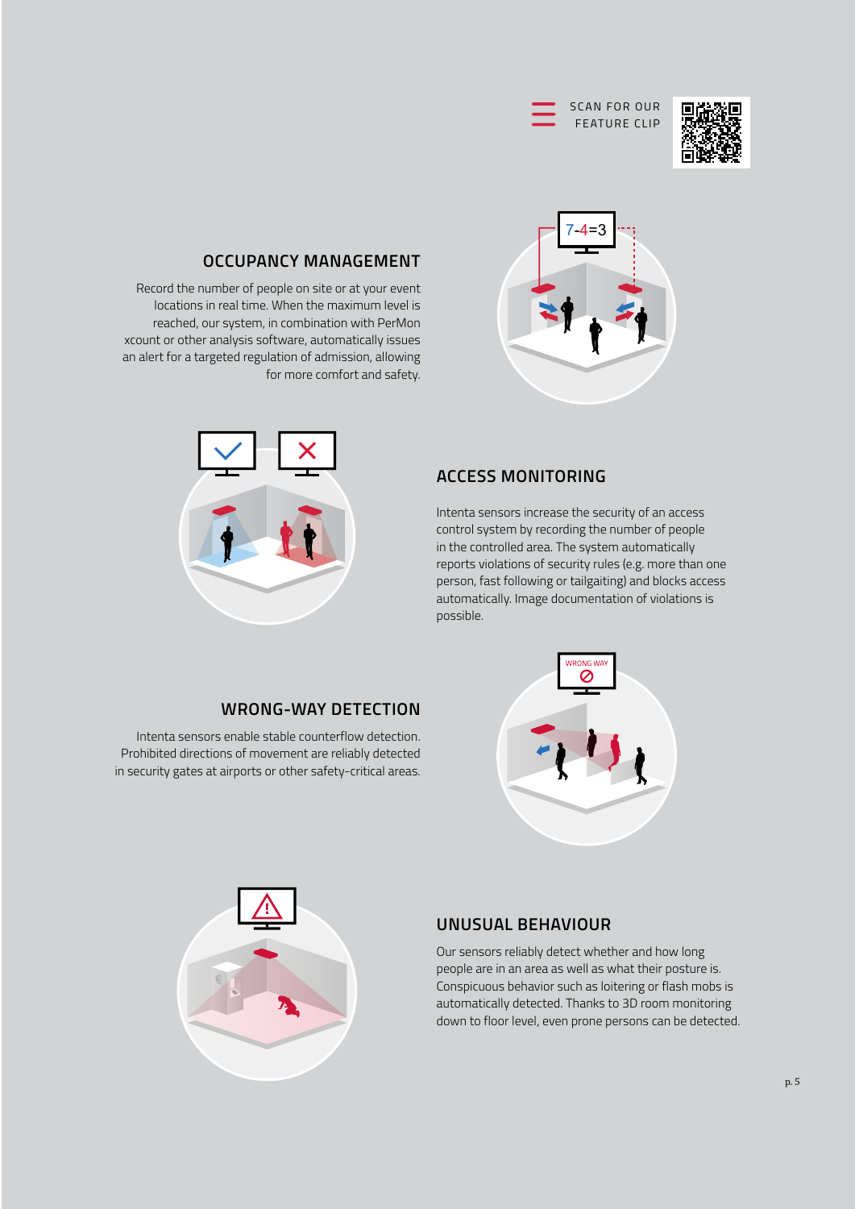SCAN FOR OUR FEATURE CLIP

## OCCUPANCY MANAGEMENT

Record the number of people on site or at your event locations in real time. When the maximum level is reached, our system, in combination with PerMon xcount or other analysis software, automatically issues an alert for a targeted regulation of admission, allowing for more comfort and safety.

## ACCESS MONITORING

Intenta sensors increase the security of an access control system by recording the number of people in the controlled area. The system automatically reports violations of security rules (e.g. more than one person, fast following or tailgaiting) and blocks access automatically. Image documentation of violations is possible.

## WRONG-WAY DETECTION

Intenta sensors enable stable counterflow detection. Prohibited directions of movement are reliably detected in security gates at airports or other safety-critical areas.

## UNUSUAL BEHAVIOUR

Our sensors reliably detect whether and how long people are in an area as well as what their posture is. Conspicuous behavior such as loitering or flash mobs is automatically detected. Thanks to 3D room monitoring down to floor level, even prone persons can be detected.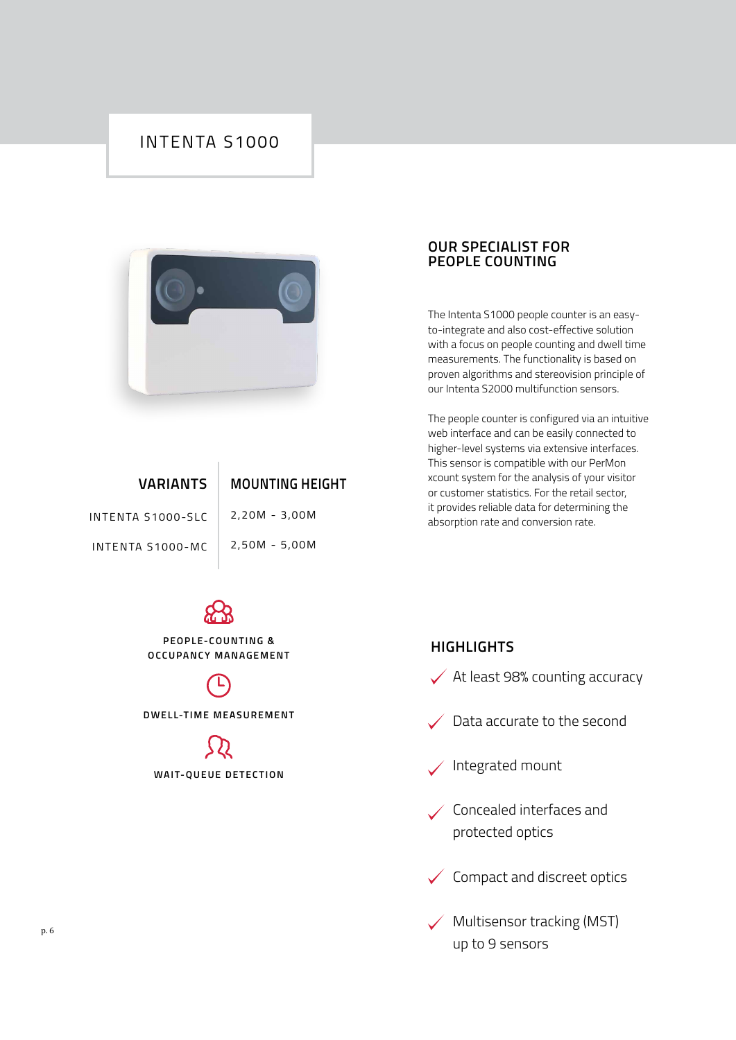# INTENTA S1000

| VARIANTS | MOUNTING HEIGHT |
| --- | --- |
| INTENTA S1000-SLC | 2,20M - 3,00M |
| INTENTA S1000-MC | 2,50M - 5,00M |

PEOPLE-COUNTING & OCCUPANCY MANAGEMENT

DWELL-TIME MEASUREMENT

WAIT-QUEUE DETECTION

## OUR SPECIALIST FOR PEOPLE COUNTING

The Intenta S1000 people counter is an easy-to-integrate and also cost-effective solution with a focus on people counting and dwell time measurements. The functionality is based on proven algorithms and stereovision principle of our Intenta S2000 multifunction sensors.

The people counter is configured via an intuitive web interface and can be easily connected to higher-level systems via extensive interfaces. This sensor is compatible with our PerMon xcount system for the analysis of your visitor or customer statistics. For the retail sector, it provides reliable data for determining the absorption rate and conversion rate.

## HIGHLIGHTS

- At least 98% counting accuracy
- Data accurate to the second
- Integrated mount
- Concealed interfaces and protected optics
- Compact and discreet optics
- Multisensor tracking (MST) up to 9 sensors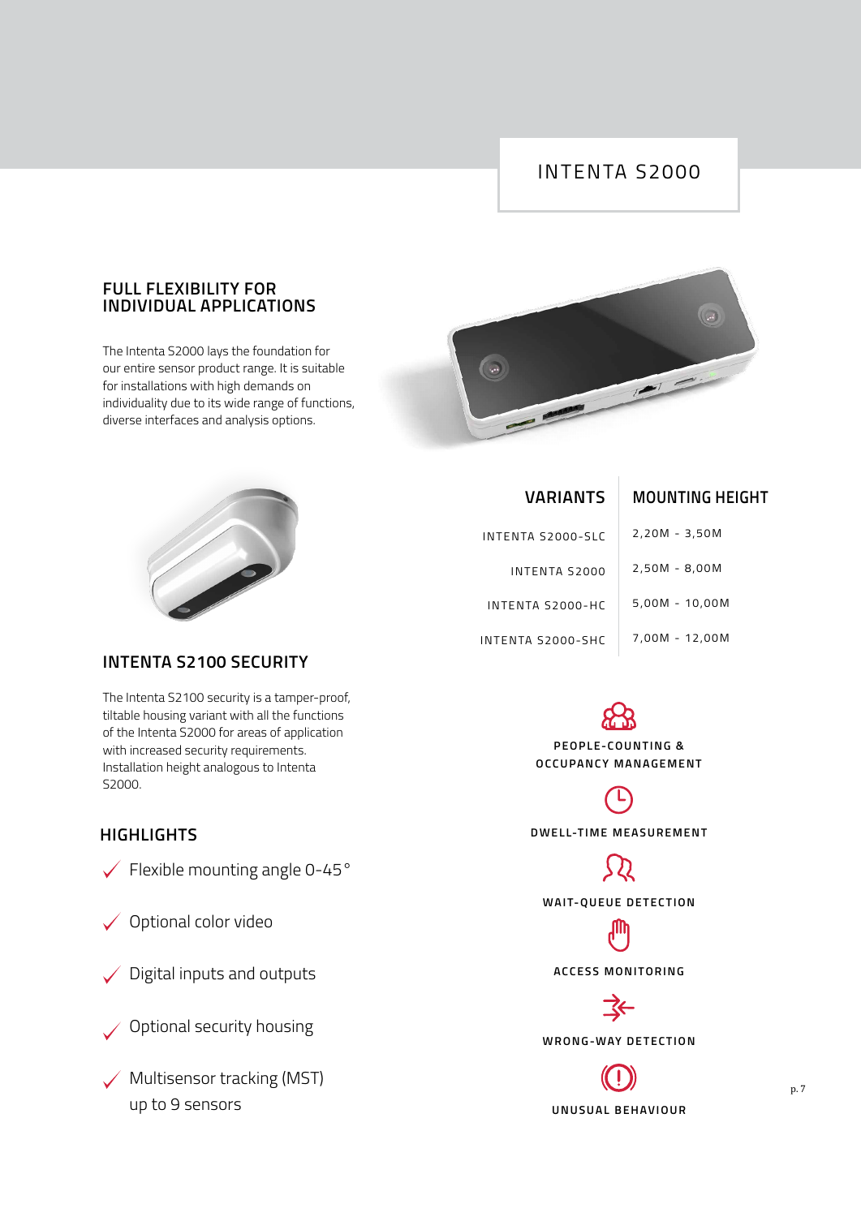# INTENTA S2000

## FULL FLEXIBILITY FOR INDIVIDUAL APPLICATIONS

The Intenta S2000 lays the foundation for our entire sensor product range. It is suitable for installations with high demands on individuality due to its wide range of functions, diverse interfaces and analysis options.

| VARIANTS | MOUNTING HEIGHT |
|---|---|
| INTENTA S2000-SLC | 2,20M - 3,50M |
| INTENTA S2000 | 2,50M - 8,00M |
| INTENTA S2000-HC | 5,00M - 10,00M |
| INTENTA S2000-SHC | 7,00M - 12,00M |

## INTENTA S2100 SECURITY

The Intenta S2100 security is a tamper-proof, tiltable housing variant with all the functions of the Intenta S2000 for areas of application with increased security requirements. Installation height analogous to Intenta S2000.

## HIGHLIGHTS

- ✓ Flexible mounting angle 0-45°
- ✓ Optional color video
- ✓ Digital inputs and outputs
- ✓ Optional security housing
- ✓ Multisensor tracking (MST) up to 9 sensors

PEOPLE-COUNTING & OCCUPANCY MANAGEMENT

DWELL-TIME MEASUREMENT

WAIT-QUEUE DETECTION

ACCESS MONITORING

WRONG-WAY DETECTION

UNUSUAL BEHAVIOUR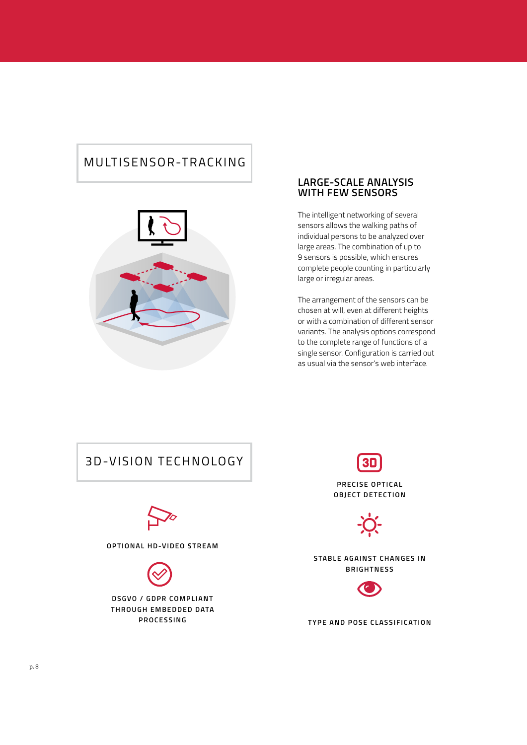## MULTISENSOR-TRACKING

### LARGE-SCALE ANALYSIS WITH FEW SENSORS

The intelligent networking of several sensors allows the walking paths of individual persons to be analyzed over large areas. The combination of up to 9 sensors is possible, which ensures complete people counting in particularly large or irregular areas.

The arrangement of the sensors can be chosen at will, even at different heights or with a combination of different sensor variants. The analysis options correspond to the complete range of functions of a single sensor. Configuration is carried out as usual via the sensor's web interface.

## 3D-VISION TECHNOLOGY

**OPTIONAL HD-VIDEO STREAM**

**DSGVO / GDPR COMPLIANT THROUGH EMBEDDED DATA PROCESSING**

**PRECISE OPTICAL OBJECT DETECTION**

**STABLE AGAINST CHANGES IN BRIGHTNESS**

**TYPE AND POSE CLASSIFICATION**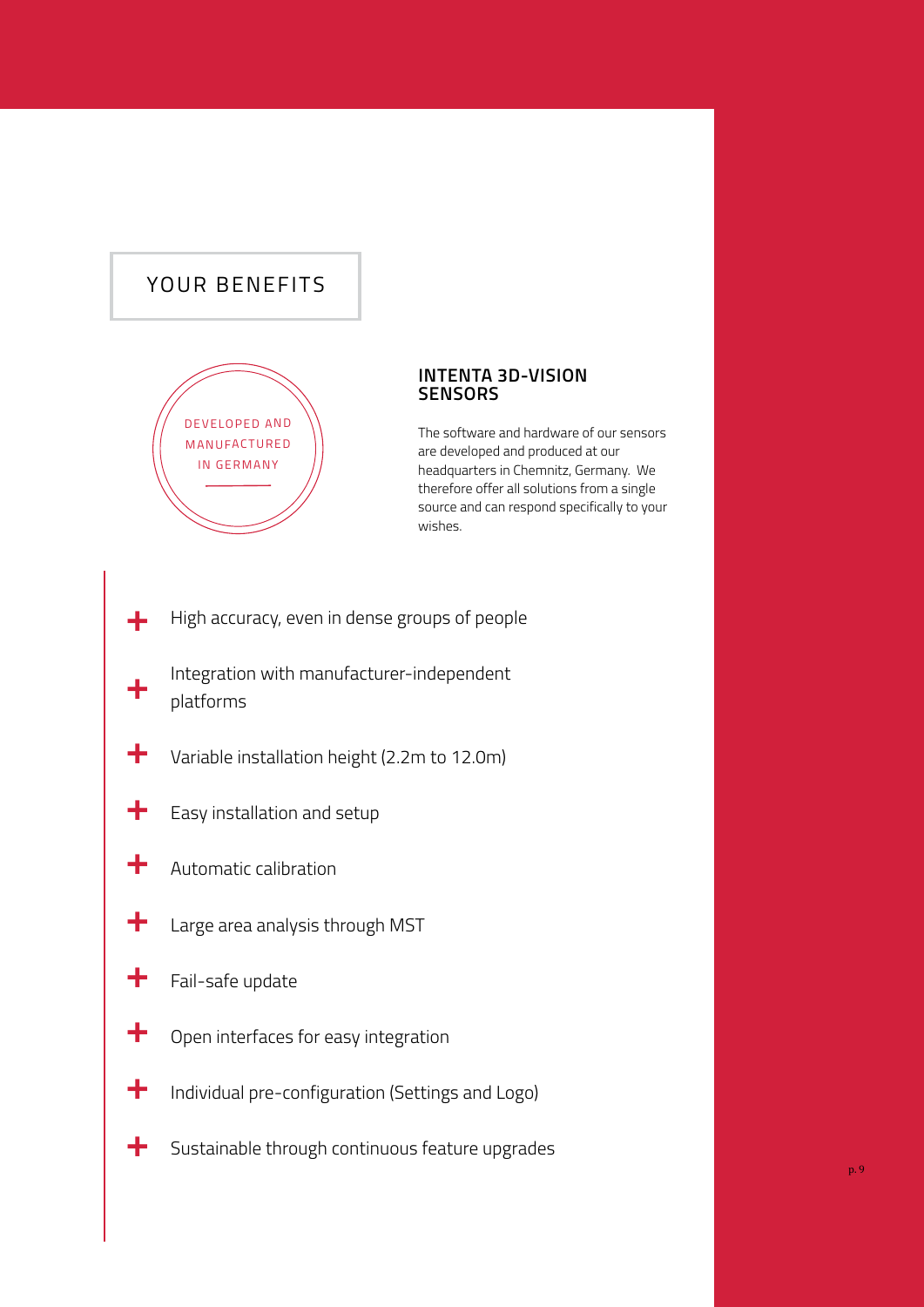## YOUR BENEFITS

DEVELOPED AND MANUFACTURED IN GERMANY

### INTENTA 3D-VISION SENSORS

The software and hardware of our sensors are developed and produced at our headquarters in Chemnitz, Germany. We therefore offer all solutions from a single source and can respond specifically to your wishes.

- High accuracy, even in dense groups of people
- Integration with manufacturer-independent platforms
- Variable installation height (2.2m to 12.0m)
- Easy installation and setup
- Automatic calibration
- Large area analysis through MST
- Fail-safe update
- Open interfaces for easy integration
- Individual pre-configuration (Settings and Logo)
- Sustainable through continuous feature upgrades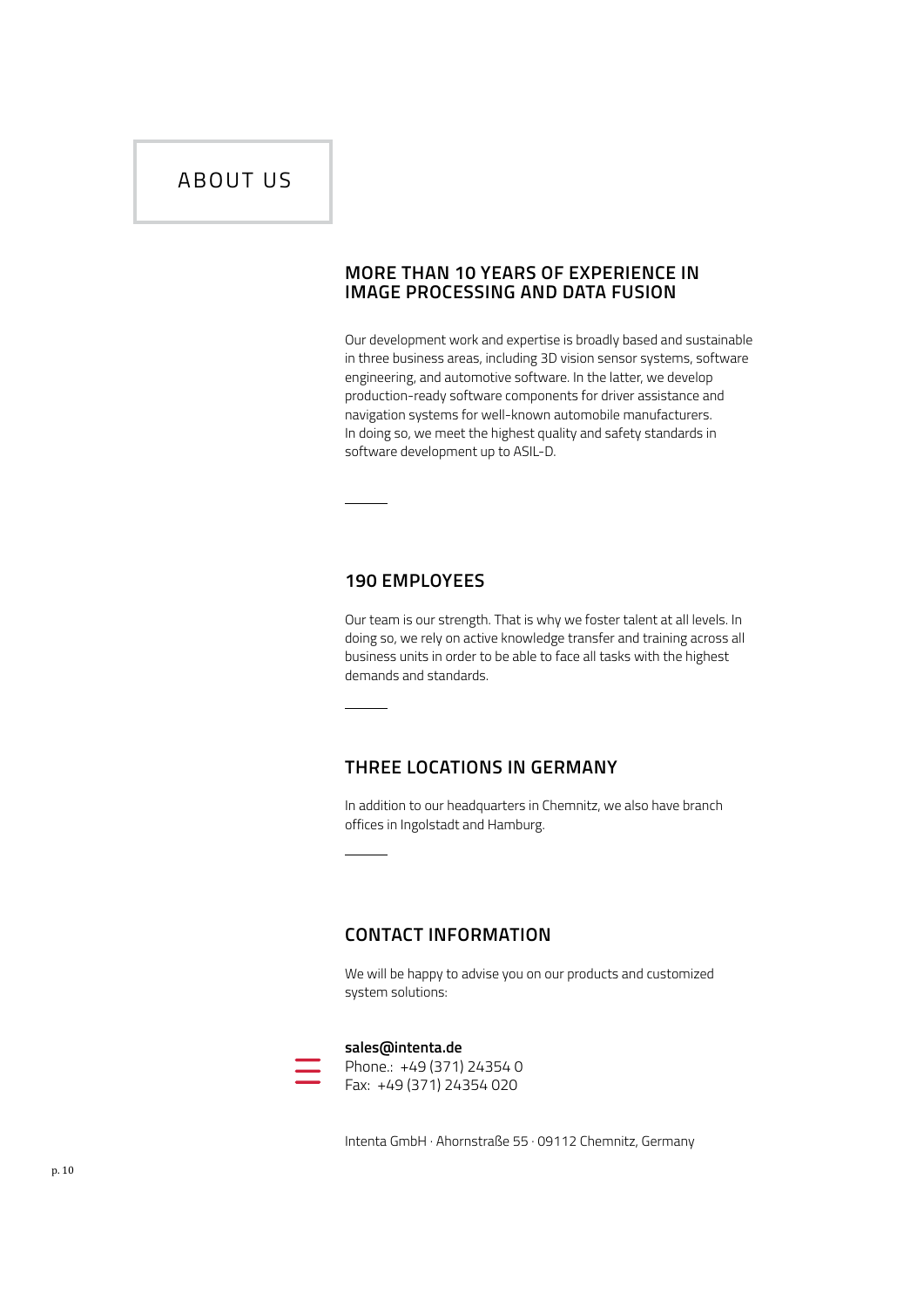# ABOUT US

## MORE THAN 10 YEARS OF EXPERIENCE IN IMAGE PROCESSING AND DATA FUSION

Our development work and expertise is broadly based and sustainable in three business areas, including 3D vision sensor systems, software engineering, and automotive software. In the latter, we develop production-ready software components for driver assistance and navigation systems for well-known automobile manufacturers. In doing so, we meet the highest quality and safety standards in software development up to ASIL-D.

## 190 EMPLOYEES

Our team is our strength. That is why we foster talent at all levels. In doing so, we rely on active knowledge transfer and training across all business units in order to be able to face all tasks with the highest demands and standards.

## THREE LOCATIONS IN GERMANY

In addition to our headquarters in Chemnitz, we also have branch offices in Ingolstadt and Hamburg.

## CONTACT INFORMATION

We will be happy to advise you on our products and customized system solutions:

**sales@intenta.de**
Phone.: +49 (371) 24354 0
Fax: +49 (371) 24354 020

Intenta GmbH · Ahornstraße 55 · 09112 Chemnitz, Germany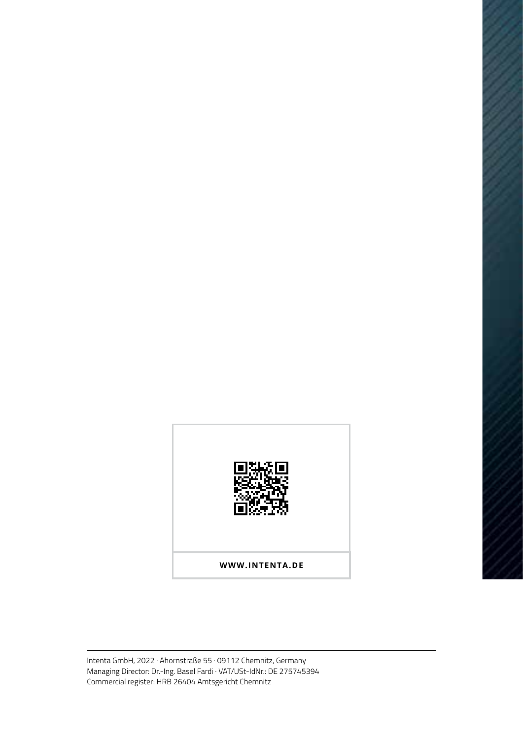**WWW.INTENTA.DE**

Intenta GmbH, 2022 · Ahornstraße 55 · 09112 Chemnitz, Germany
Managing Director: Dr.-Ing. Basel Fardi · VAT/USt-IdNr.: DE 275745394
Commercial register: HRB 26404 Amtsgericht Chemnitz